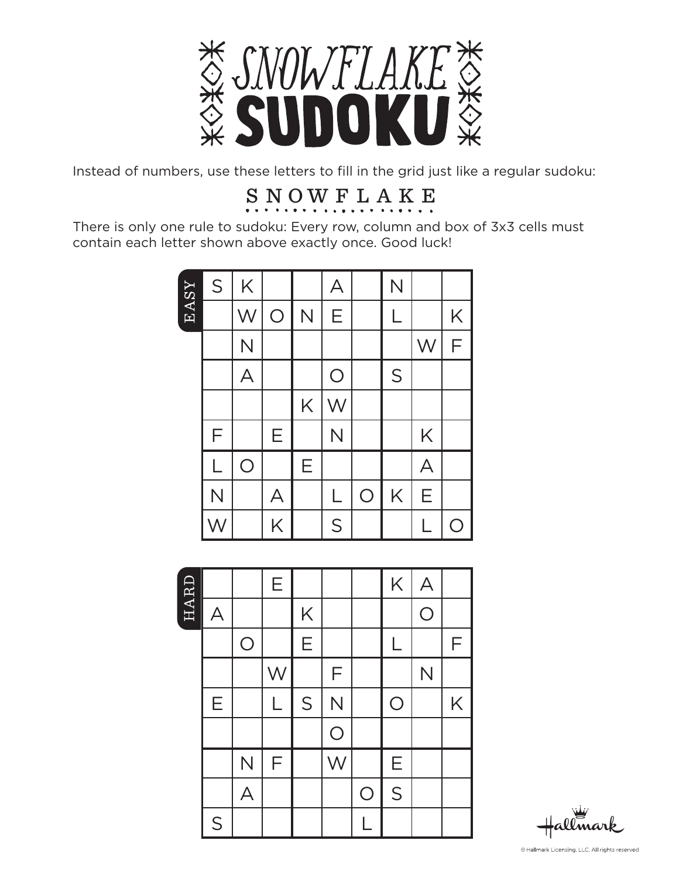# SNOWFLAKE SUDOKU

Instead of numbers, use these letters to fill in the grid just like a regular sudoku:

**S N O W F L A K E**

There is only one rule to sudoku: Every row, column and box of 3x3 cells must contain each letter shown above exactly once. Good luck!

## EASY

| | | | | | | | | |
|---|---|---|---|---|---|---|---|---|
| S | K | | | A | | N | | |
| | W | O | N | E | | L | | K |
| | N | | | | | | W | F |
| | A | | | O | | S | | |
| | | | K | W | | | | |
| F | | E | | N | | | K | |
| L | O | | E | | | | A | |
| N | | A | | L | O | K | E | |
| W | | K | | S | | | L | O |

## HARD

| | | | | | | | | |
|---|---|---|---|---|---|---|---|---|
| | | E | | | | K | A | |
| A | | | K | | | | O | |
| | O | | E | | | L | | F |
| | | W | | F | | | N | |
| E | | L | S | N | | O | | K |
| | | | | O | | | | |
| | N | F | | W | | E | | |
| | A | | | | O | S | | |
| S | | | | | L | | | |

Hallmark

© Hallmark Licensing, LLC. All rights reserved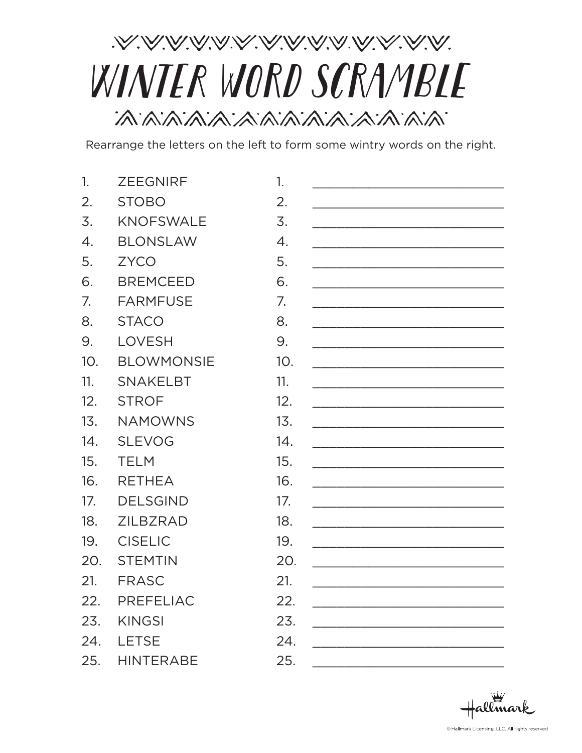# WINTER WORD SCRAMBLE

Rearrange the letters on the left to form some wintry words on the right.

| | Scrambled | | Answer |
|---|---|---|---|
| 1. | ZEEGNIRF | 1. | ____________________ |
| 2. | STOBO | 2. | ____________________ |
| 3. | KNOFSWALE | 3. | ____________________ |
| 4. | BLONSLAW | 4. | ____________________ |
| 5. | ZYCO | 5. | ____________________ |
| 6. | BREMCEED | 6. | ____________________ |
| 7. | FARMFUSE | 7. | ____________________ |
| 8. | STACO | 8. | ____________________ |
| 9. | LOVESH | 9. | ____________________ |
| 10. | BLOWMONSIE | 10. | ____________________ |
| 11. | SNAKELBT | 11. | ____________________ |
| 12. | STROF | 12. | ____________________ |
| 13. | NAMOWNS | 13. | ____________________ |
| 14. | SLEVOG | 14. | ____________________ |
| 15. | TELM | 15. | ____________________ |
| 16. | RETHEA | 16. | ____________________ |
| 17. | DELSGIND | 17. | ____________________ |
| 18. | ZILBZRAD | 18. | ____________________ |
| 19. | CISELIC | 19. | ____________________ |
| 20. | STEMTIN | 20. | ____________________ |
| 21. | FRASC | 21. | ____________________ |
| 22. | PREFELIAC | 22. | ____________________ |
| 23. | KINGSI | 23. | ____________________ |
| 24. | LETSE | 24. | ____________________ |
| 25. | HINTERABE | 25. | ____________________ |

Hallmark

© Hallmark Licensing, LLC. All rights reserved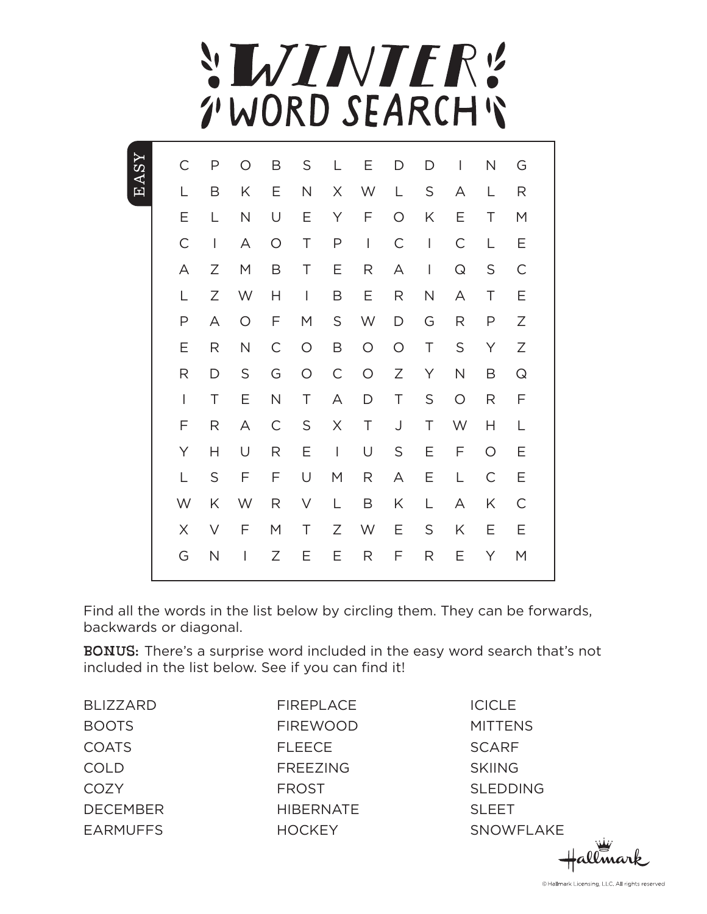# WINTER WORD SEARCH

EASY

| | | | | | | | | | | | |
|---|---|---|---|---|---|---|---|---|---|---|---|
| C | P | O | B | S | L | E | D | D | I | N | G |
| L | B | K | E | N | X | W | L | S | A | L | R |
| E | L | N | U | E | Y | F | O | K | E | T | M |
| C | I | A | O | T | P | I | C | I | C | L | E |
| A | Z | M | B | T | E | R | A | I | Q | S | C |
| L | Z | W | H | I | B | E | R | N | A | T | E |
| P | A | O | F | M | S | W | D | G | R | P | Z |
| E | R | N | C | O | B | O | O | T | S | Y | Z |
| R | D | S | G | O | C | O | Z | Y | N | B | Q |
| I | T | E | N | T | A | D | T | S | O | R | F |
| F | R | A | C | S | X | T | J | T | W | H | L |
| Y | H | U | R | E | I | U | S | E | F | O | E |
| L | S | F | F | U | M | R | A | E | L | C | E |
| W | K | W | R | V | L | B | K | L | A | K | C |
| X | V | F | M | T | Z | W | E | S | K | E | E |
| G | N | I | Z | E | E | R | F | R | E | Y | M |

Find all the words in the list below by circling them. They can be forwards, backwards or diagonal.

**BONUS:** There's a surprise word included in the easy word search that's not included in the list below. See if you can find it!

| | | |
|---|---|---|
| BLIZZARD | FIREPLACE | ICICLE |
| BOOTS | FIREWOOD | MITTENS |
| COATS | FLEECE | SCARF |
| COLD | FREEZING | SKIING |
| COZY | FROST | SLEDDING |
| DECEMBER | HIBERNATE | SLEET |
| EARMUFFS | HOCKEY | SNOWFLAKE |

© Hallmark Licensing, LLC. All rights reserved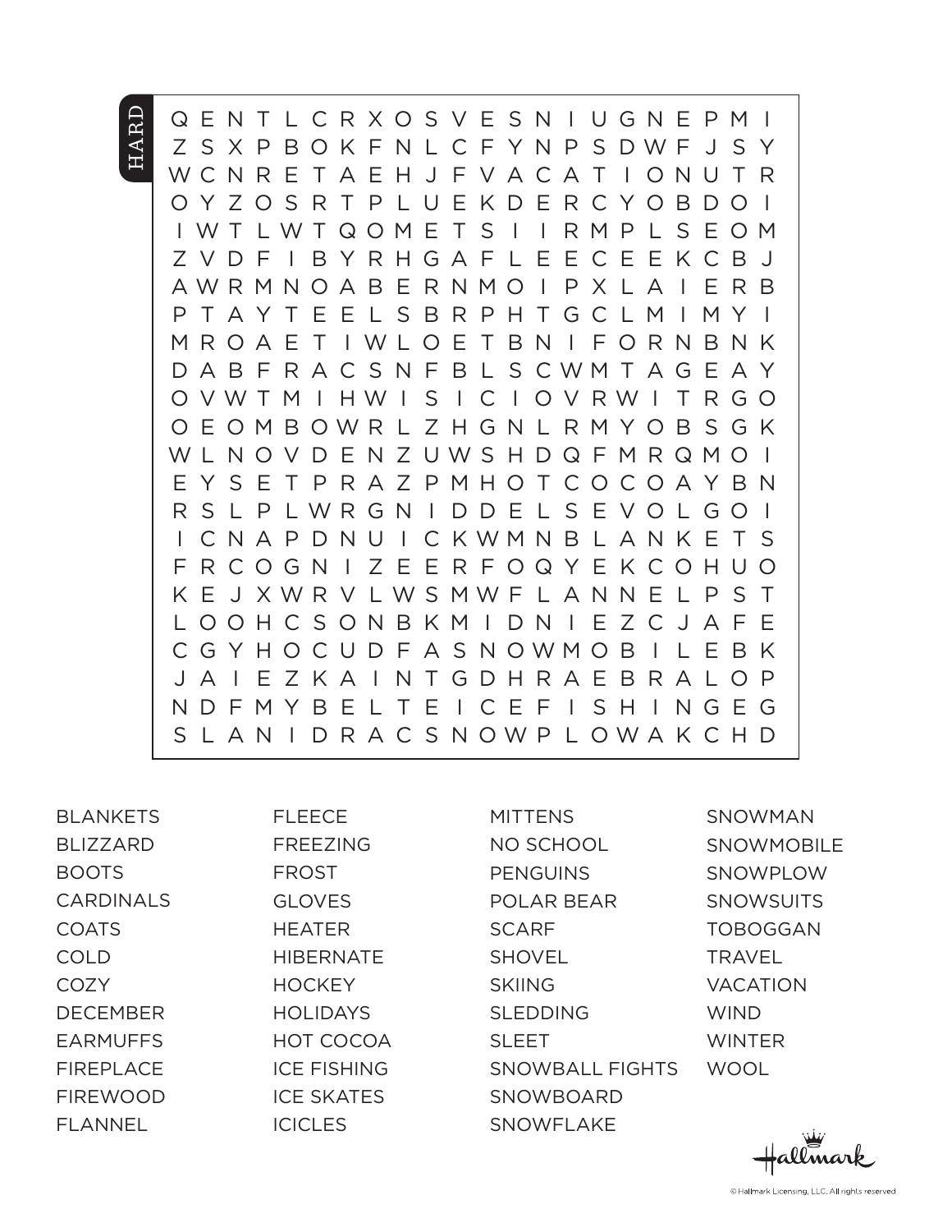HARD

```
Q E N T L C R X O S V E S N I U G N E P M I
Z S X P B O K F N L C F Y N P S D W F J S Y
W C N R E T A E H J F V A C A T I O N U T R
O Y Z O S R T P L U E K D E R C Y O B D O I
I W T L W T Q O M E T S I I R M P L S E O M
Z V D F I B Y R H G A F L E E C E E K C B J
A W R M N O A B E R N M O I P X L A I E R B
P T A Y T E E L S B R P H T G C L M I M Y I
M R O A E T I W L O E T B N I F O R N B N K
D A B F R A C S N F B L S C W M T A G E A Y
O V W T M I H W I S I C I O V R W I T R G O
O E O M B O W R L Z H G N L R M Y O B S G K
W L N O V D E N Z U W S H D Q F M R Q M O I
E Y S E T P R A Z P M H O T C O C O A Y B N
R S L P L W R G N I D D E L S E V O L G O I
I C N A P D N U I C K W M N B L A N K E T S
F R C O G N I Z E E R F O Q Y E K C O H U O
K E J X W R V L W S M W F L A N N E L P S T
L O O H C S O N B K M I D N I E Z C J A F E
C G Y H O C U D F A S N O W M O B I L E B K
J A I E Z K A I N T G D H R A E B R A L O P
N D F M Y B E L T E I C E F I S H I N G E G
S L A N I D R A C S N O W P L O W A K C H D
```

| | | | |
|---|---|---|---|
| BLANKETS | FLEECE | MITTENS | SNOWMAN |
| BLIZZARD | FREEZING | NO SCHOOL | SNOWMOBILE |
| BOOTS | FROST | PENGUINS | SNOWPLOW |
| CARDINALS | GLOVES | POLAR BEAR | SNOWSUITS |
| COATS | HEATER | SCARF | TOBOGGAN |
| COLD | HIBERNATE | SHOVEL | TRAVEL |
| COZY | HOCKEY | SKIING | VACATION |
| DECEMBER | HOLIDAYS | SLEDDING | WIND |
| EARMUFFS | HOT COCOA | SLEET | WINTER |
| FIREPLACE | ICE FISHING | SNOWBALL FIGHTS | WOOL |
| FIREWOOD | ICE SKATES | SNOWBOARD | |
| FLANNEL | ICICLES | SNOWFLAKE | |

Hallmark

© Hallmark Licensing, LLC. All rights reserved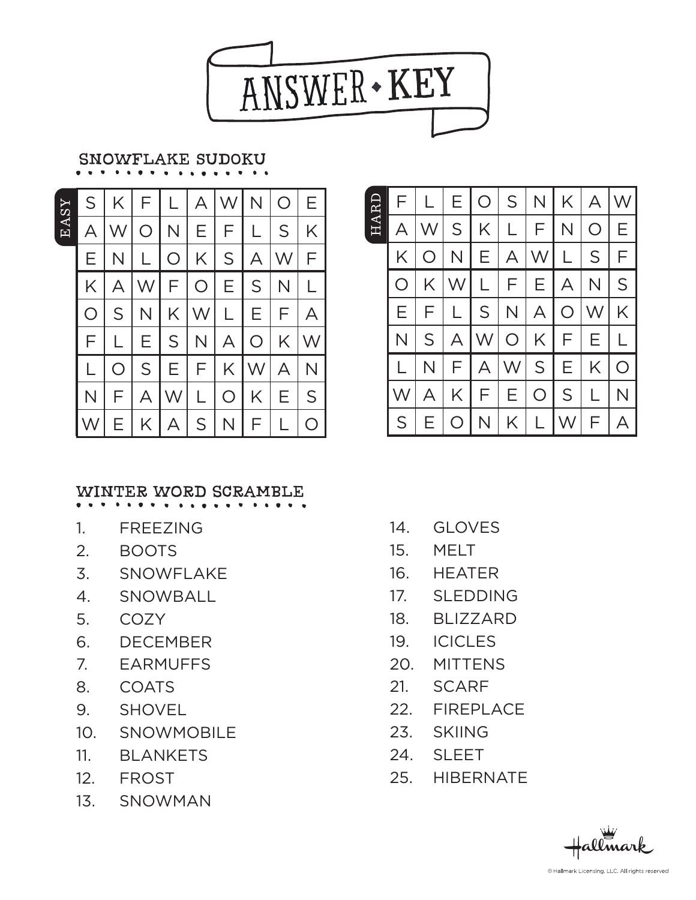# ANSWER • KEY

## SNOWFLAKE SUDOKU

**EASY**

| | | | | | | | | |
|---|---|---|---|---|---|---|---|---|
| S | K | F | L | A | W | N | O | E |
| A | W | O | N | E | F | L | S | K |
| E | N | L | O | K | S | A | W | F |
| K | A | W | F | O | E | S | N | L |
| O | S | N | K | W | L | E | F | A |
| F | L | E | S | N | A | O | K | W |
| L | O | S | E | F | K | W | A | N |
| N | F | A | W | L | O | K | E | S |
| W | E | K | A | S | N | F | L | O |

**HARD**

| | | | | | | | | |
|---|---|---|---|---|---|---|---|---|
| F | L | E | O | S | N | K | A | W |
| A | W | S | K | L | F | N | O | E |
| K | O | N | E | A | W | L | S | F |
| O | K | W | L | F | E | A | N | S |
| E | F | L | S | N | A | O | W | K |
| N | S | A | W | O | K | F | E | L |
| L | N | F | A | W | S | E | K | O |
| W | A | K | F | E | O | S | L | N |
| S | E | O | N | K | L | W | F | A |

## WINTER WORD SCRAMBLE

1. FREEZING
2. BOOTS
3. SNOWFLAKE
4. SNOWBALL
5. COZY
6. DECEMBER
7. EARMUFFS
8. COATS
9. SHOVEL
10. SNOWMOBILE
11. BLANKETS
12. FROST
13. SNOWMAN
14. GLOVES
15. MELT
16. HEATER
17. SLEDDING
18. BLIZZARD
19. ICICLES
20. MITTENS
21. SCARF
22. FIREPLACE
23. SKIING
24. SLEET
25. HIBERNATE

Hallmark

© Hallmark Licensing, LLC. All rights reserved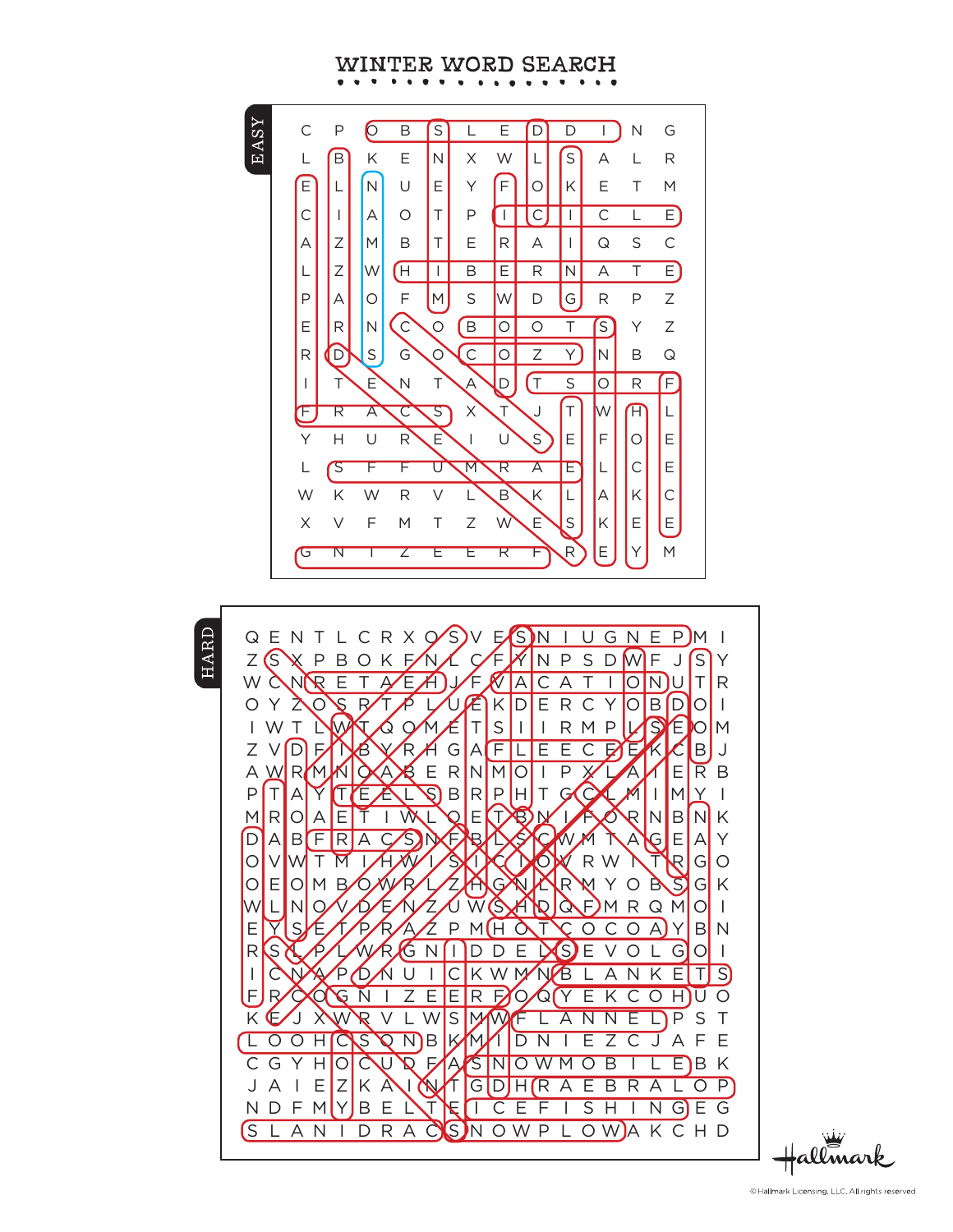# WINTER WORD SEARCH

## EASY

| | | | | | | | | | | | |
|---|---|---|---|---|---|---|---|---|---|---|---|
| C | P | O | B | S | L | E | D | D | I | N | G |
| L | B | K | E | N | X | W | L | S | A | L | R |
| E | L | N | U | E | Y | F | O | K | E | T | M |
| C | I | A | O | T | P | I | C | I | C | L | E |
| A | Z | M | B | T | E | R | A | I | Q | S | C |
| L | Z | W | H | I | B | E | R | N | A | T | E |
| P | A | O | F | M | S | W | D | G | R | P | Z |
| E | R | N | C | O | B | O | O | T | S | Y | Z |
| R | D | S | G | O | C | O | Z | Y | N | B | Q |
| I | T | E | N | T | A | D | T | S | O | R | F |
| F | R | A | C | S | X | T | J | T | W | H | L |
| Y | H | U | R | E | I | U | S | E | F | O | E |
| L | S | F | F | U | M | R | A | E | L | C | E |
| W | K | W | R | V | L | B | K | L | A | K | C |
| X | V | F | M | T | Z | W | E | S | K | E | E |
| G | N | I | Z | E | E | R | F | R | E | Y | M |

## HARD

| | | | | | | | | | | | | | | | | | | | | | |
|---|---|---|---|---|---|---|---|---|---|---|---|---|---|---|---|---|---|---|---|---|---|
| Q | E | N | T | L | C | R | X | O | S | V | E | S | N | I | U | G | N | E | P | M | I |
| Z | S | X | P | B | O | K | F | N | L | C | F | Y | N | P | S | D | W | F | J | S | Y |
| W | C | N | R | E | T | A | E | H | J | F | V | A | C | A | T | I | O | N | U | T | R |
| O | Y | Z | O | S | R | T | P | L | U | E | K | D | E | R | C | Y | O | B | D | O | I |
| I | W | T | L | W | T | Q | O | M | E | T | S | I | I | R | M | P | L | S | E | O | M |
| Z | V | D | F | I | B | Y | R | H | G | A | F | L | E | E | C | E | E | K | C | B | J |
| A | W | R | M | N | O | A | B | E | R | N | M | O | I | P | X | L | A | I | E | R | B |
| P | T | A | Y | T | E | E | L | S | B | R | P | H | T | G | C | L | M | I | M | Y | I |
| M | R | O | A | E | T | I | W | L | O | E | T | B | N | I | F | O | R | N | B | N | K |
| D | A | B | F | R | A | C | S | N | F | B | L | S | C | W | M | T | A | G | E | A | Y |
| O | V | W | T | M | I | H | W | I | S | I | C | I | O | V | R | W | I | T | R | G | O |
| O | E | O | M | B | O | W | R | L | Z | H | G | N | L | R | M | Y | O | B | S | G | K |
| W | L | N | O | V | D | E | N | Z | U | W | S | H | D | Q | F | M | R | Q | M | O | I |
| E | Y | S | E | T | P | R | A | Z | P | M | H | O | T | C | O | C | O | A | Y | B | N |
| R | S | L | P | L | W | R | G | N | I | D | D | E | L | S | E | V | O | L | G | O | I |
| I | C | N | A | P | D | N | U | I | C | K | W | M | N | B | L | A | N | K | E | T | S |
| F | R | C | O | G | N | I | Z | E | E | R | F | O | Q | Y | E | K | C | O | H | U | O |
| K | E | J | X | W | R | V | L | W | S | M | W | F | L | A | N | N | E | L | P | S | T |
| L | O | O | H | C | S | O | N | B | K | M | I | D | N | I | E | Z | C | J | A | F | E |
| C | G | Y | H | O | C | U | D | F | A | S | N | O | W | M | O | B | I | L | E | B | K |
| J | A | I | E | Z | K | A | I | N | T | G | D | H | R | A | E | B | R | A | L | O | P |
| N | D | F | M | Y | B | E | L | T | E | I | C | E | F | I | S | H | I | N | G | E | G |
| S | L | A | N | I | D | R | A | C | S | N | O | W | P | L | O | W | A | K | C | H | D |

Hallmark

© Hallmark Licensing, LLC. All rights reserved